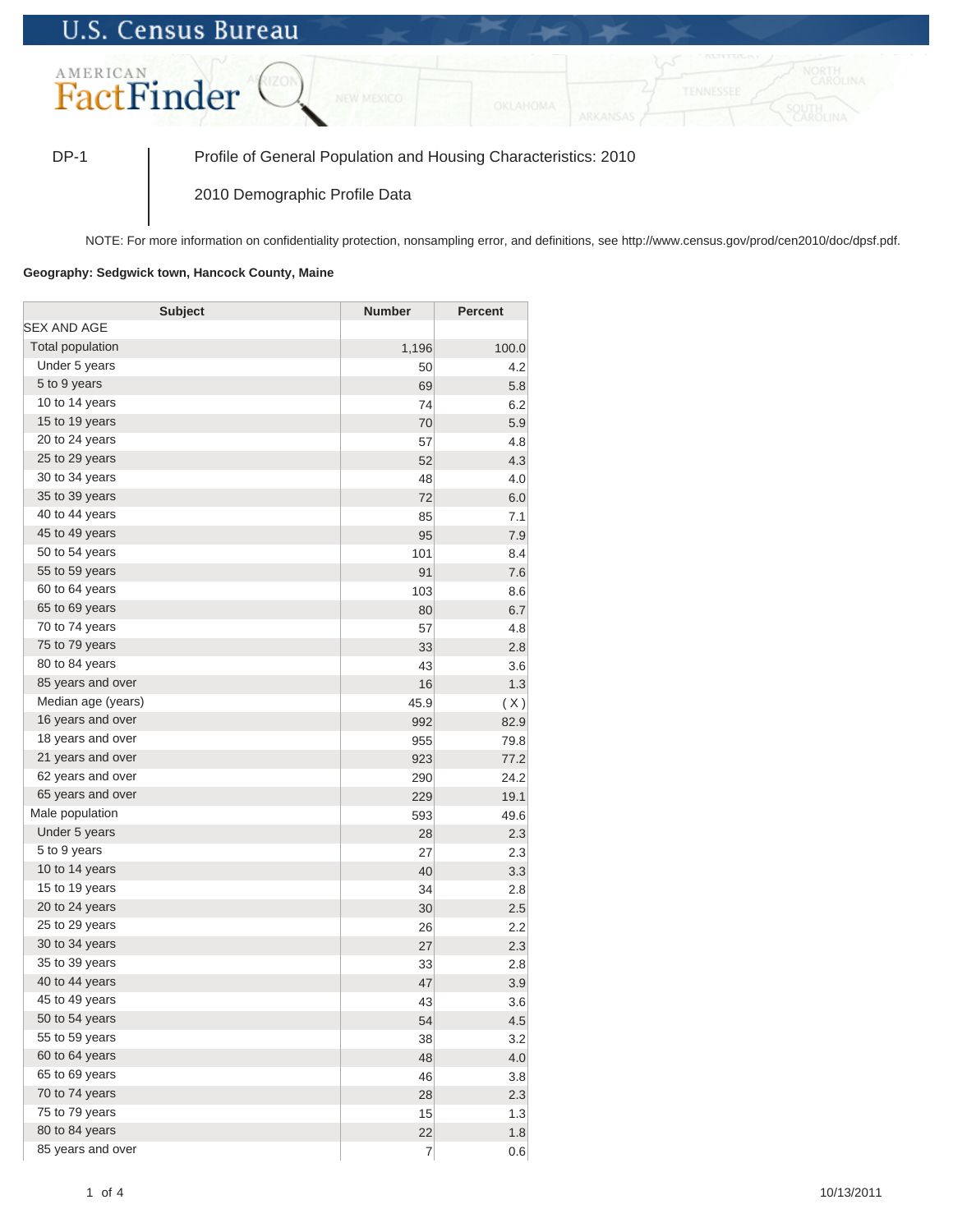U.S. Census Bureau

AMERICAN FactFinder

DP-1 | Profile of General Population and Housing Characteristics: 2010

2010 Demographic Profile Data

NOTE: For more information on confidentiality protection, nonsampling error, and definitions, see http://www.census.gov/prod/cen2010/doc/dpsf.pdf.

**Geography: Sedgwick town, Hancock County, Maine**

| Subject | Number | Percent |
|---|---|---|
| SEX AND AGE | | |
| Total population | 1,196 | 100.0 |
| Under 5 years | 50 | 4.2 |
| 5 to 9 years | 69 | 5.8 |
| 10 to 14 years | 74 | 6.2 |
| 15 to 19 years | 70 | 5.9 |
| 20 to 24 years | 57 | 4.8 |
| 25 to 29 years | 52 | 4.3 |
| 30 to 34 years | 48 | 4.0 |
| 35 to 39 years | 72 | 6.0 |
| 40 to 44 years | 85 | 7.1 |
| 45 to 49 years | 95 | 7.9 |
| 50 to 54 years | 101 | 8.4 |
| 55 to 59 years | 91 | 7.6 |
| 60 to 64 years | 103 | 8.6 |
| 65 to 69 years | 80 | 6.7 |
| 70 to 74 years | 57 | 4.8 |
| 75 to 79 years | 33 | 2.8 |
| 80 to 84 years | 43 | 3.6 |
| 85 years and over | 16 | 1.3 |
| Median age (years) | 45.9 | ( X ) |
| 16 years and over | 992 | 82.9 |
| 18 years and over | 955 | 79.8 |
| 21 years and over | 923 | 77.2 |
| 62 years and over | 290 | 24.2 |
| 65 years and over | 229 | 19.1 |
| Male population | 593 | 49.6 |
| Under 5 years | 28 | 2.3 |
| 5 to 9 years | 27 | 2.3 |
| 10 to 14 years | 40 | 3.3 |
| 15 to 19 years | 34 | 2.8 |
| 20 to 24 years | 30 | 2.5 |
| 25 to 29 years | 26 | 2.2 |
| 30 to 34 years | 27 | 2.3 |
| 35 to 39 years | 33 | 2.8 |
| 40 to 44 years | 47 | 3.9 |
| 45 to 49 years | 43 | 3.6 |
| 50 to 54 years | 54 | 4.5 |
| 55 to 59 years | 38 | 3.2 |
| 60 to 64 years | 48 | 4.0 |
| 65 to 69 years | 46 | 3.8 |
| 70 to 74 years | 28 | 2.3 |
| 75 to 79 years | 15 | 1.3 |
| 80 to 84 years | 22 | 1.8 |
| 85 years and over | 7 | 0.6 |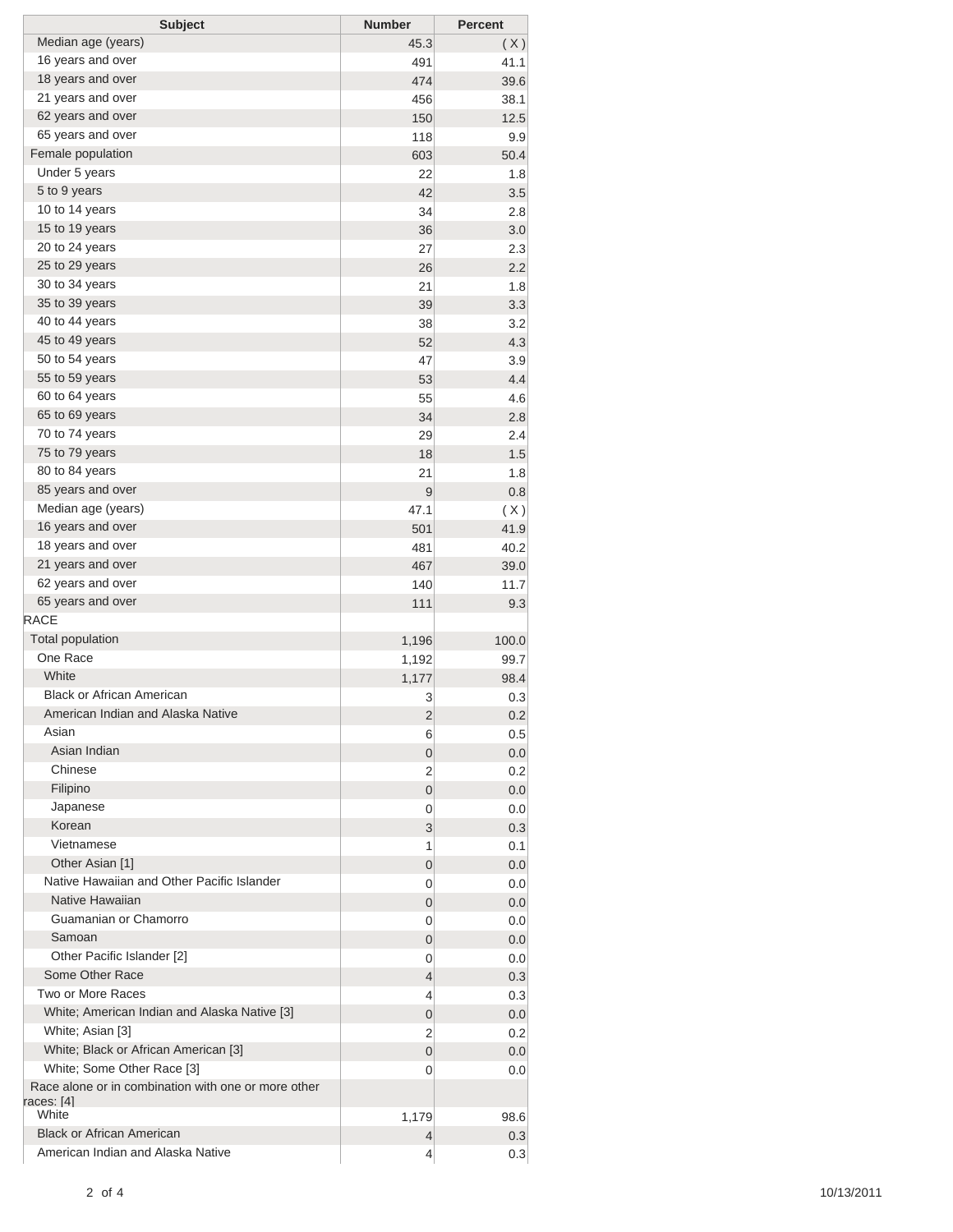| Subject | Number | Percent |
| --- | --- | --- |
| Median age (years) | 45.3 | ( X ) |
| 16 years and over | 491 | 41.1 |
| 18 years and over | 474 | 39.6 |
| 21 years and over | 456 | 38.1 |
| 62 years and over | 150 | 12.5 |
| 65 years and over | 118 | 9.9 |
| Female population | 603 | 50.4 |
| Under 5 years | 22 | 1.8 |
| 5 to 9 years | 42 | 3.5 |
| 10 to 14 years | 34 | 2.8 |
| 15 to 19 years | 36 | 3.0 |
| 20 to 24 years | 27 | 2.3 |
| 25 to 29 years | 26 | 2.2 |
| 30 to 34 years | 21 | 1.8 |
| 35 to 39 years | 39 | 3.3 |
| 40 to 44 years | 38 | 3.2 |
| 45 to 49 years | 52 | 4.3 |
| 50 to 54 years | 47 | 3.9 |
| 55 to 59 years | 53 | 4.4 |
| 60 to 64 years | 55 | 4.6 |
| 65 to 69 years | 34 | 2.8 |
| 70 to 74 years | 29 | 2.4 |
| 75 to 79 years | 18 | 1.5 |
| 80 to 84 years | 21 | 1.8 |
| 85 years and over | 9 | 0.8 |
| Median age (years) | 47.1 | ( X ) |
| 16 years and over | 501 | 41.9 |
| 18 years and over | 481 | 40.2 |
| 21 years and over | 467 | 39.0 |
| 62 years and over | 140 | 11.7 |
| 65 years and over | 111 | 9.3 |
| RACE | | |
| Total population | 1,196 | 100.0 |
| One Race | 1,192 | 99.7 |
| White | 1,177 | 98.4 |
| Black or African American | 3 | 0.3 |
| American Indian and Alaska Native | 2 | 0.2 |
| Asian | 6 | 0.5 |
| Asian Indian | 0 | 0.0 |
| Chinese | 2 | 0.2 |
| Filipino | 0 | 0.0 |
| Japanese | 0 | 0.0 |
| Korean | 3 | 0.3 |
| Vietnamese | 1 | 0.1 |
| Other Asian [1] | 0 | 0.0 |
| Native Hawaiian and Other Pacific Islander | 0 | 0.0 |
| Native Hawaiian | 0 | 0.0 |
| Guamanian or Chamorro | 0 | 0.0 |
| Samoan | 0 | 0.0 |
| Other Pacific Islander [2] | 0 | 0.0 |
| Some Other Race | 4 | 0.3 |
| Two or More Races | 4 | 0.3 |
| White; American Indian and Alaska Native [3] | 0 | 0.0 |
| White; Asian [3] | 2 | 0.2 |
| White; Black or African American [3] | 0 | 0.0 |
| White; Some Other Race [3] | 0 | 0.0 |
| Race alone or in combination with one or more other races: [4] | | |
| White | 1,179 | 98.6 |
| Black or African American | 4 | 0.3 |
| American Indian and Alaska Native | 4 | 0.3 |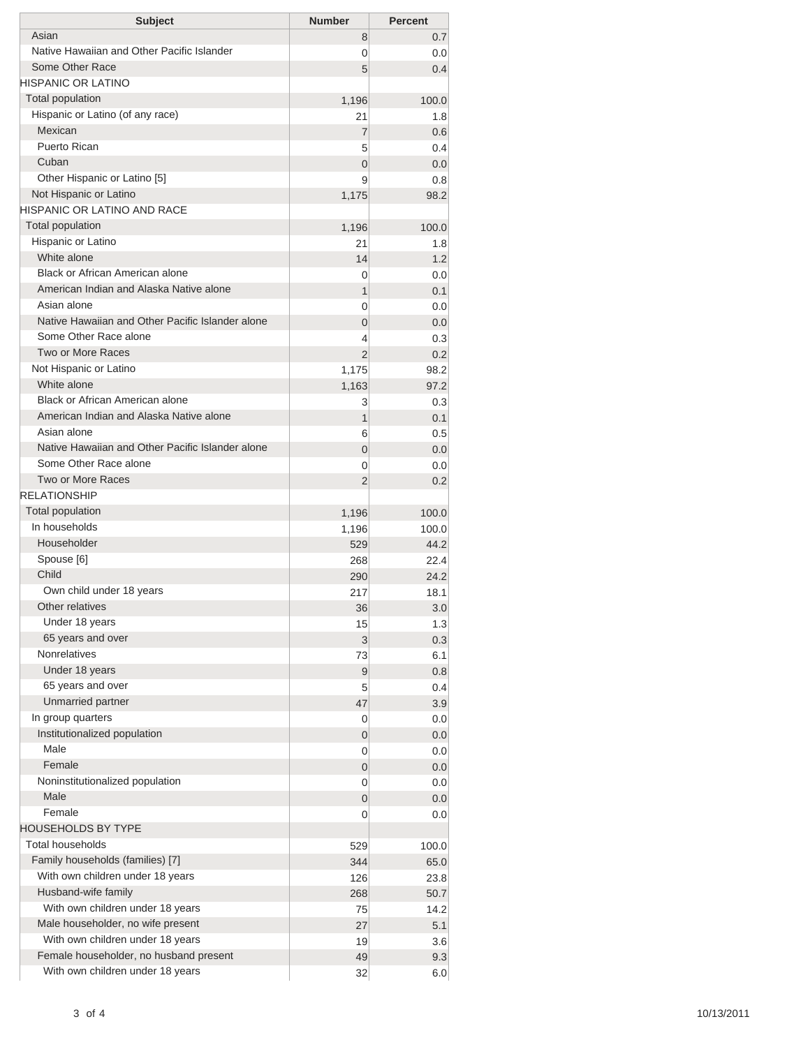| Subject | Number | Percent |
|---|---|---|
| Asian | 8 | 0.7 |
| Native Hawaiian and Other Pacific Islander | 0 | 0.0 |
| Some Other Race | 5 | 0.4 |
| HISPANIC OR LATINO | | |
| Total population | 1,196 | 100.0 |
| Hispanic or Latino (of any race) | 21 | 1.8 |
| Mexican | 7 | 0.6 |
| Puerto Rican | 5 | 0.4 |
| Cuban | 0 | 0.0 |
| Other Hispanic or Latino [5] | 9 | 0.8 |
| Not Hispanic or Latino | 1,175 | 98.2 |
| HISPANIC OR LATINO AND RACE | | |
| Total population | 1,196 | 100.0 |
| Hispanic or Latino | 21 | 1.8 |
| White alone | 14 | 1.2 |
| Black or African American alone | 0 | 0.0 |
| American Indian and Alaska Native alone | 1 | 0.1 |
| Asian alone | 0 | 0.0 |
| Native Hawaiian and Other Pacific Islander alone | 0 | 0.0 |
| Some Other Race alone | 4 | 0.3 |
| Two or More Races | 2 | 0.2 |
| Not Hispanic or Latino | 1,175 | 98.2 |
| White alone | 1,163 | 97.2 |
| Black or African American alone | 3 | 0.3 |
| American Indian and Alaska Native alone | 1 | 0.1 |
| Asian alone | 6 | 0.5 |
| Native Hawaiian and Other Pacific Islander alone | 0 | 0.0 |
| Some Other Race alone | 0 | 0.0 |
| Two or More Races | 2 | 0.2 |
| RELATIONSHIP | | |
| Total population | 1,196 | 100.0 |
| In households | 1,196 | 100.0 |
| Householder | 529 | 44.2 |
| Spouse [6] | 268 | 22.4 |
| Child | 290 | 24.2 |
| Own child under 18 years | 217 | 18.1 |
| Other relatives | 36 | 3.0 |
| Under 18 years | 15 | 1.3 |
| 65 years and over | 3 | 0.3 |
| Nonrelatives | 73 | 6.1 |
| Under 18 years | 9 | 0.8 |
| 65 years and over | 5 | 0.4 |
| Unmarried partner | 47 | 3.9 |
| In group quarters | 0 | 0.0 |
| Institutionalized population | 0 | 0.0 |
| Male | 0 | 0.0 |
| Female | 0 | 0.0 |
| Noninstitutionalized population | 0 | 0.0 |
| Male | 0 | 0.0 |
| Female | 0 | 0.0 |
| HOUSEHOLDS BY TYPE | | |
| Total households | 529 | 100.0 |
| Family households (families) [7] | 344 | 65.0 |
| With own children under 18 years | 126 | 23.8 |
| Husband-wife family | 268 | 50.7 |
| With own children under 18 years | 75 | 14.2 |
| Male householder, no wife present | 27 | 5.1 |
| With own children under 18 years | 19 | 3.6 |
| Female householder, no husband present | 49 | 9.3 |
| With own children under 18 years | 32 | 6.0 |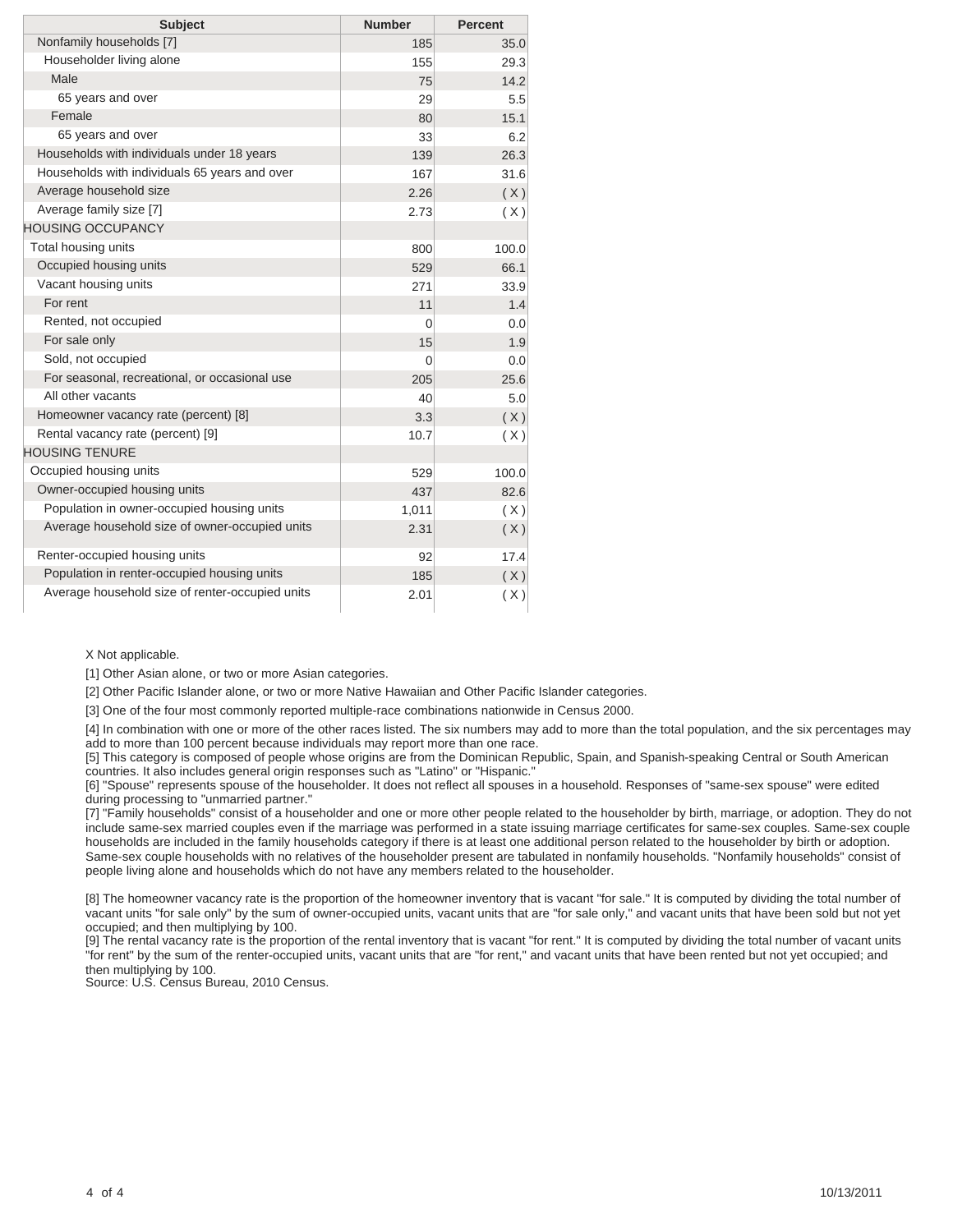| Subject | Number | Percent |
|---|---|---|
| Nonfamily households [7] | 185 | 35.0 |
| Householder living alone | 155 | 29.3 |
| Male | 75 | 14.2 |
| 65 years and over | 29 | 5.5 |
| Female | 80 | 15.1 |
| 65 years and over | 33 | 6.2 |
| Households with individuals under 18 years | 139 | 26.3 |
| Households with individuals 65 years and over | 167 | 31.6 |
| Average household size | 2.26 | ( X ) |
| Average family size [7] | 2.73 | ( X ) |
| HOUSING OCCUPANCY | | |
| Total housing units | 800 | 100.0 |
| Occupied housing units | 529 | 66.1 |
| Vacant housing units | 271 | 33.9 |
| For rent | 11 | 1.4 |
| Rented, not occupied | 0 | 0.0 |
| For sale only | 15 | 1.9 |
| Sold, not occupied | 0 | 0.0 |
| For seasonal, recreational, or occasional use | 205 | 25.6 |
| All other vacants | 40 | 5.0 |
| Homeowner vacancy rate (percent) [8] | 3.3 | ( X ) |
| Rental vacancy rate (percent) [9] | 10.7 | ( X ) |
| HOUSING TENURE | | |
| Occupied housing units | 529 | 100.0 |
| Owner-occupied housing units | 437 | 82.6 |
| Population in owner-occupied housing units | 1,011 | ( X ) |
| Average household size of owner-occupied units | 2.31 | ( X ) |
| Renter-occupied housing units | 92 | 17.4 |
| Population in renter-occupied housing units | 185 | ( X ) |
| Average household size of renter-occupied units | 2.01 | ( X ) |

X Not applicable.

[1] Other Asian alone, or two or more Asian categories.

[2] Other Pacific Islander alone, or two or more Native Hawaiian and Other Pacific Islander categories.

[3] One of the four most commonly reported multiple-race combinations nationwide in Census 2000.

[4] In combination with one or more of the other races listed. The six numbers may add to more than the total population, and the six percentages may add to more than 100 percent because individuals may report more than one race.

[5] This category is composed of people whose origins are from the Dominican Republic, Spain, and Spanish-speaking Central or South American countries. It also includes general origin responses such as "Latino" or "Hispanic."

[6] "Spouse" represents spouse of the householder. It does not reflect all spouses in a household. Responses of "same-sex spouse" were edited during processing to "unmarried partner."

[7] "Family households" consist of a householder and one or more other people related to the householder by birth, marriage, or adoption. They do not include same-sex married couples even if the marriage was performed in a state issuing marriage certificates for same-sex couples. Same-sex couple households are included in the family households category if there is at least one additional person related to the householder by birth or adoption. Same-sex couple households with no relatives of the householder present are tabulated in nonfamily households. "Nonfamily households" consist of people living alone and households which do not have any members related to the householder.

[8] The homeowner vacancy rate is the proportion of the homeowner inventory that is vacant "for sale." It is computed by dividing the total number of vacant units "for sale only" by the sum of owner-occupied units, vacant units that are "for sale only," and vacant units that have been sold but not yet occupied; and then multiplying by 100.

[9] The rental vacancy rate is the proportion of the rental inventory that is vacant "for rent." It is computed by dividing the total number of vacant units "for rent" by the sum of the renter-occupied units, vacant units that are "for rent," and vacant units that have been rented but not yet occupied; and then multiplying by 100.

Source: U.S. Census Bureau, 2010 Census.

10/13/2011